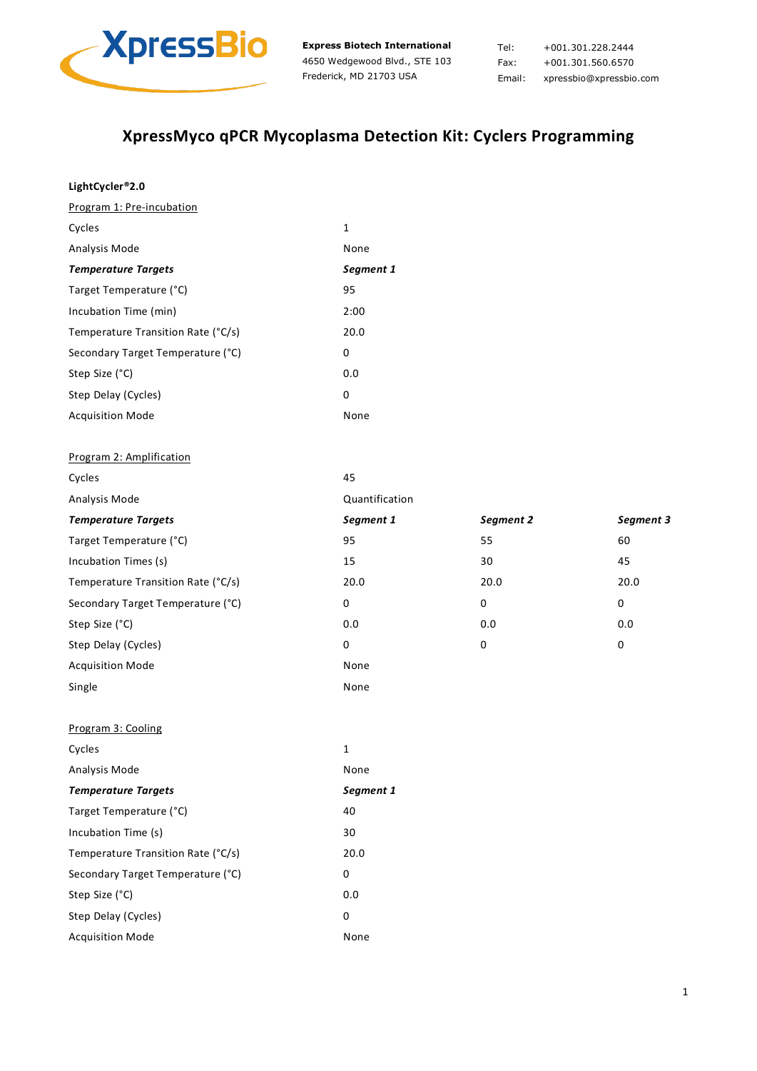**Express Biotech International**
4650 Wedgewood Blvd., STE 103
Frederick, MD 21703 USA

Tel: +001.301.228.2444
Fax: +001.301.560.6570
Email: xpressbio@xpressbio.com

# XpressMyco qPCR Mycoplasma Detection Kit: Cyclers Programming

**LightCycler®2.0**

Program 1: Pre-incubation

| | |
|---|---|
| Cycles | 1 |
| Analysis Mode | None |
| ***Temperature Targets*** | ***Segment 1*** |
| Target Temperature (°C) | 95 |
| Incubation Time (min) | 2:00 |
| Temperature Transition Rate (°C/s) | 20.0 |
| Secondary Target Temperature (°C) | 0 |
| Step Size (°C) | 0.0 |
| Step Delay (Cycles) | 0 |
| Acquisition Mode | None |

Program 2: Amplification

| | | | |
|---|---|---|---|
| Cycles | 45 | | |
| Analysis Mode | Quantification | | |
| ***Temperature Targets*** | ***Segment 1*** | ***Segment 2*** | ***Segment 3*** |
| Target Temperature (°C) | 95 | 55 | 60 |
| Incubation Times (s) | 15 | 30 | 45 |
| Temperature Transition Rate (°C/s) | 20.0 | 20.0 | 20.0 |
| Secondary Target Temperature (°C) | 0 | 0 | 0 |
| Step Size (°C) | 0.0 | 0.0 | 0.0 |
| Step Delay (Cycles) | 0 | 0 | 0 |
| Acquisition Mode | None | | |
| Single | None | | |

Program 3: Cooling

| | |
|---|---|
| Cycles | 1 |
| Analysis Mode | None |
| ***Temperature Targets*** | ***Segment 1*** |
| Target Temperature (°C) | 40 |
| Incubation Time (s) | 30 |
| Temperature Transition Rate (°C/s) | 20.0 |
| Secondary Target Temperature (°C) | 0 |
| Step Size (°C) | 0.0 |
| Step Delay (Cycles) | 0 |
| Acquisition Mode | None |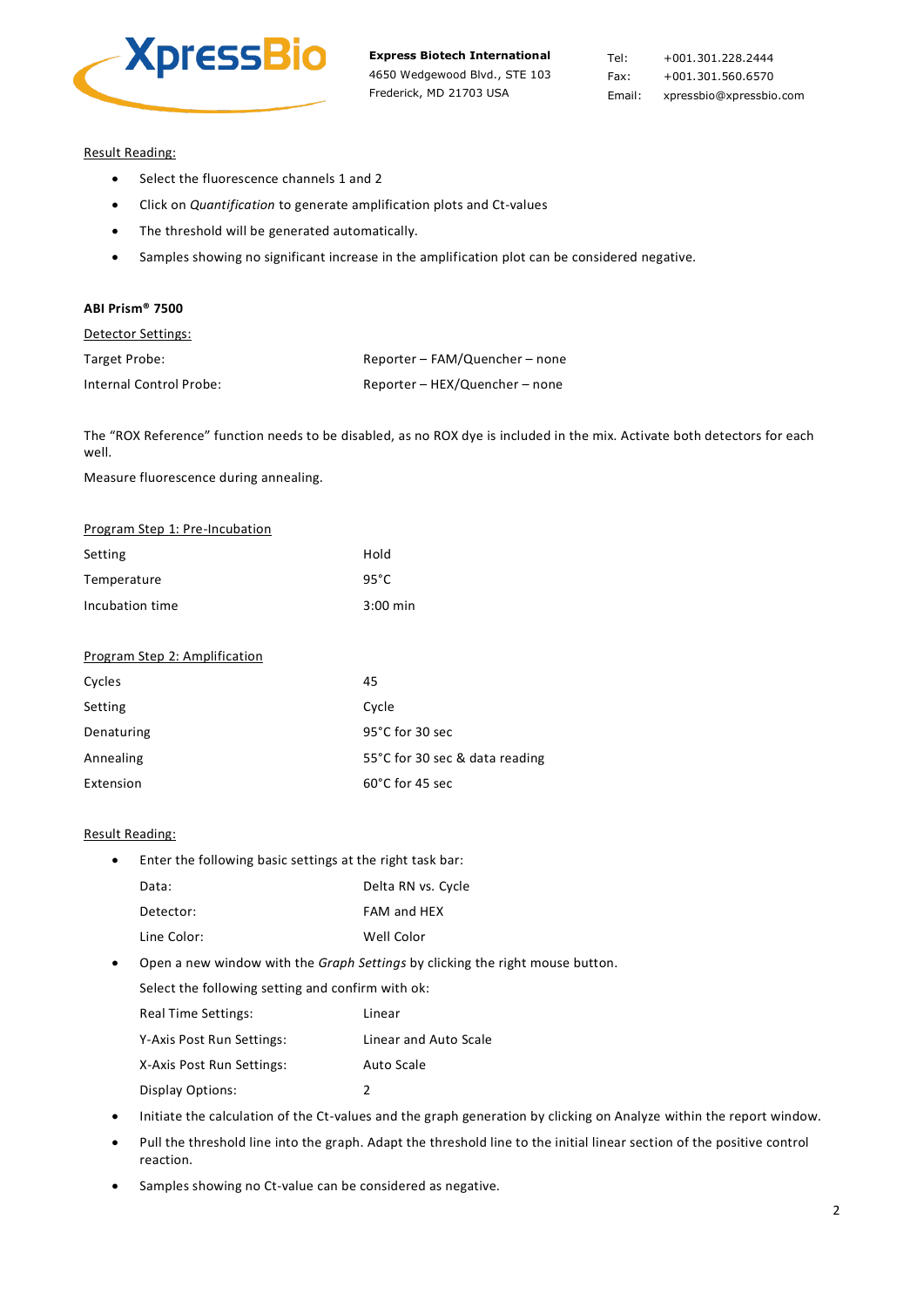Result Reading:

- Select the fluorescence channels 1 and 2
- Click on *Quantification* to generate amplification plots and Ct-values
- The threshold will be generated automatically.
- Samples showing no significant increase in the amplification plot can be considered negative.

**ABI Prism® 7500**

Detector Settings:

| | |
|---|---|
| Target Probe: | Reporter – FAM/Quencher – none |
| Internal Control Probe: | Reporter – HEX/Quencher – none |

The "ROX Reference" function needs to be disabled, as no ROX dye is included in the mix. Activate both detectors for each well.

Measure fluorescence during annealing.

Program Step 1: Pre-Incubation

| | |
|---|---|
| Setting | Hold |
| Temperature | 95°C |
| Incubation time | 3:00 min |

Program Step 2: Amplification

| | |
|---|---|
| Cycles | 45 |
| Setting | Cycle |
| Denaturing | 95°C for 30 sec |
| Annealing | 55°C for 30 sec & data reading |
| Extension | 60°C for 45 sec |

Result Reading:

- Enter the following basic settings at the right task bar:

  | | |
  |---|---|
  | Data: | Delta RN vs. Cycle |
  | Detector: | FAM and HEX |
  | Line Color: | Well Color |

- Open a new window with the *Graph Settings* by clicking the right mouse button.

  Select the following setting and confirm with ok:

  | | |
  |---|---|
  | Real Time Settings: | Linear |
  | Y-Axis Post Run Settings: | Linear and Auto Scale |
  | X-Axis Post Run Settings: | Auto Scale |
  | Display Options: | 2 |

- Initiate the calculation of the Ct-values and the graph generation by clicking on Analyze within the report window.
- Pull the threshold line into the graph. Adapt the threshold line to the initial linear section of the positive control reaction.
- Samples showing no Ct-value can be considered as negative.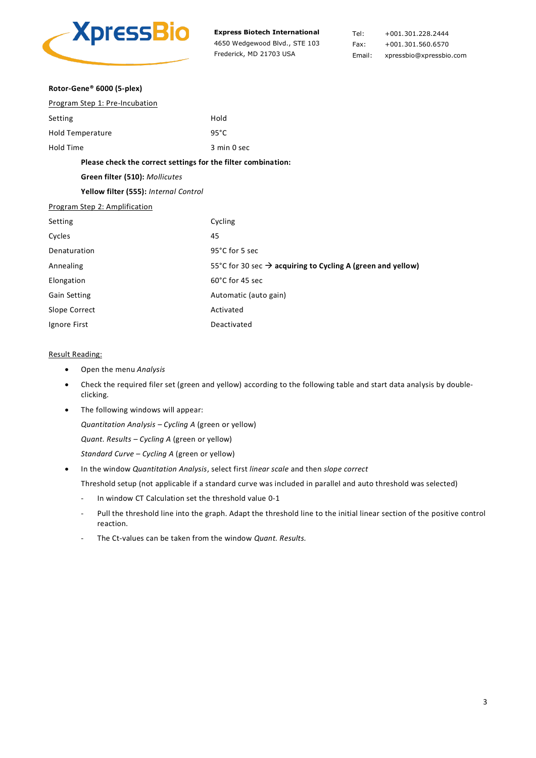**Rotor-Gene® 6000 (5-plex)**

Program Step 1: Pre-Incubation

| | |
|---|---|
| Setting | Hold |
| Hold Temperature | 95°C |
| Hold Time | 3 min 0 sec |

**Please check the correct settings for the filter combination:**

**Green filter (510):** *Mollicutes*

**Yellow filter (555):** *Internal Control*

Program Step 2: Amplification

| | |
|---|---|
| Setting | Cycling |
| Cycles | 45 |
| Denaturation | 95°C for 5 sec |
| Annealing | 55°C for 30 sec → **acquiring to Cycling A (green and yellow)** |
| Elongation | 60°C for 45 sec |
| Gain Setting | Automatic (auto gain) |
| Slope Correct | Activated |
| Ignore First | Deactivated |

Result Reading:

- Open the menu *Analysis*
- Check the required filer set (green and yellow) according to the following table and start data analysis by double-clicking.
- The following windows will appear:

  *Quantitation Analysis – Cycling A* (green or yellow)

  *Quant. Results – Cycling A* (green or yellow)

  *Standard Curve – Cycling A* (green or yellow)
- In the window *Quantitation Analysis*, select first *linear scale* and then *slope correct*

  Threshold setup (not applicable if a standard curve was included in parallel and auto threshold was selected)

  - In window CT Calculation set the threshold value 0-1
  - Pull the threshold line into the graph. Adapt the threshold line to the initial linear section of the positive control reaction.
  - The Ct-values can be taken from the window *Quant. Results.*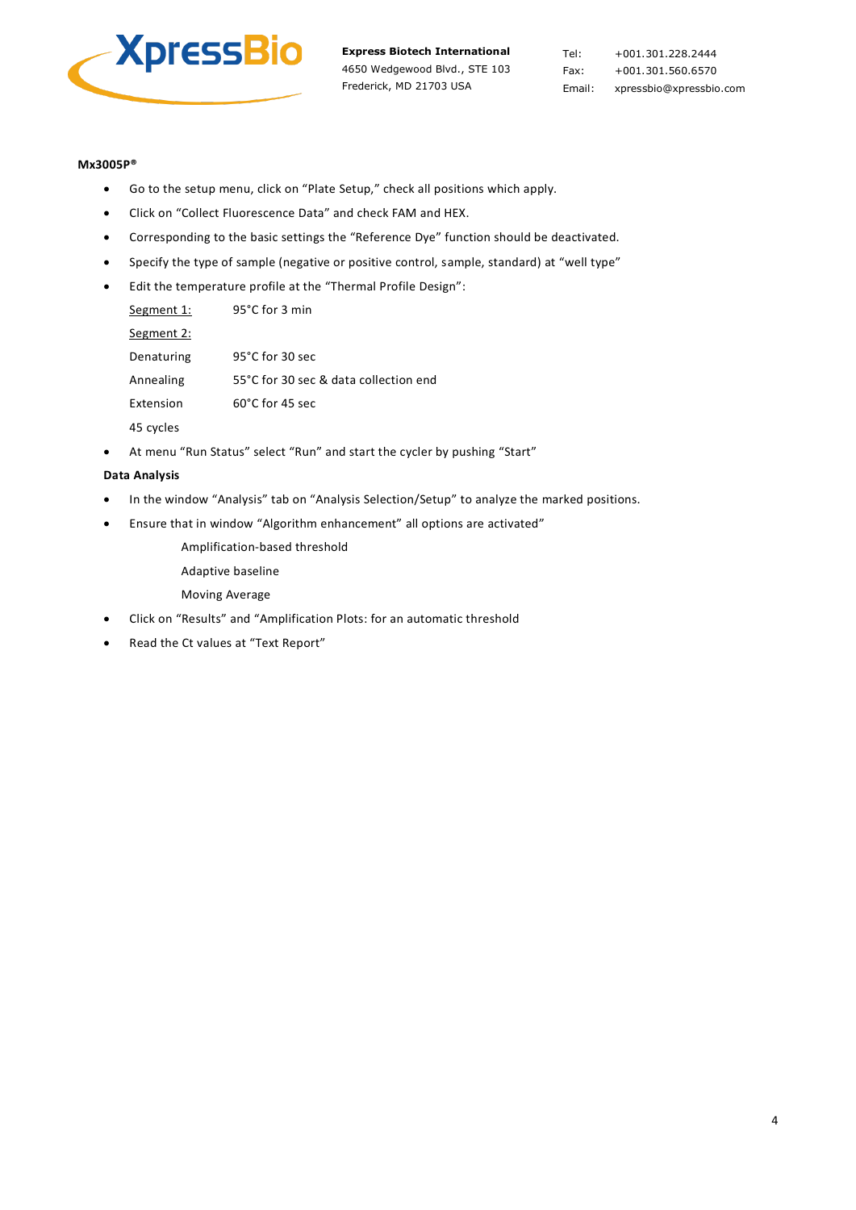**Mx3005P®**

- Go to the setup menu, click on "Plate Setup," check all positions which apply.
- Click on "Collect Fluorescence Data" and check FAM and HEX.
- Corresponding to the basic settings the "Reference Dye" function should be deactivated.
- Specify the type of sample (negative or positive control, sample, standard) at "well type"
- Edit the temperature profile at the "Thermal Profile Design":

  Segment 1: 95°C for 3 min

  Segment 2:

  Denaturing 95°C for 30 sec

  Annealing 55°C for 30 sec & data collection end

  Extension 60°C for 45 sec

  45 cycles

- At menu "Run Status" select "Run" and start the cycler by pushing "Start"

**Data Analysis**

- In the window "Analysis" tab on "Analysis Selection/Setup" to analyze the marked positions.
- Ensure that in window "Algorithm enhancement" all options are activated"

  Amplification-based threshold

  Adaptive baseline

  Moving Average

- Click on "Results" and "Amplification Plots: for an automatic threshold
- Read the Ct values at "Text Report"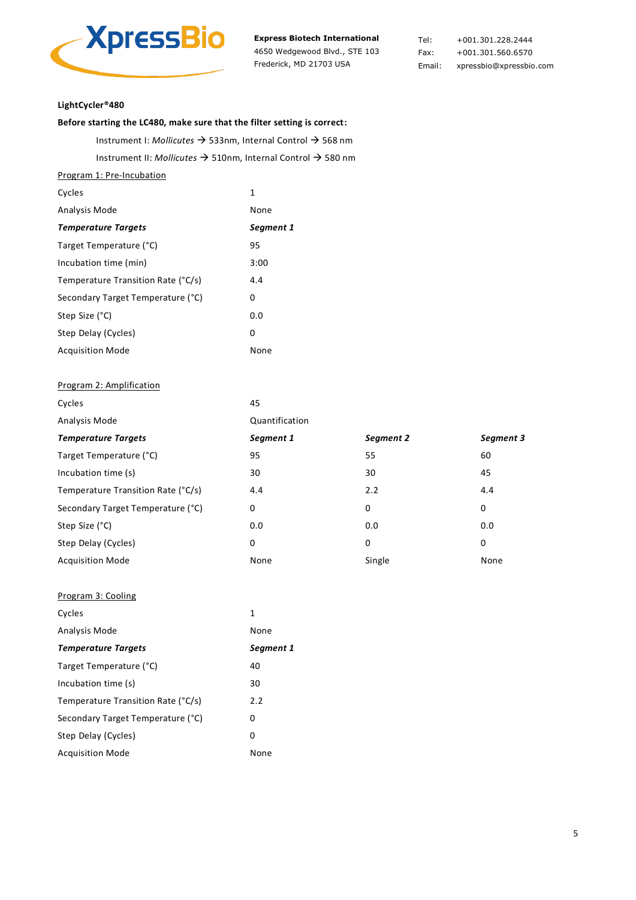**LightCycler®480**

**Before starting the LC480, make sure that the filter setting is correct:**

Instrument I: *Mollicutes* → 533nm, Internal Control → 568 nm

Instrument II: *Mollicutes* → 510nm, Internal Control → 580 nm

Program 1: Pre-Incubation

| | |
|---|---|
| Cycles | 1 |
| Analysis Mode | None |
| ***Temperature Targets*** | ***Segment 1*** |
| Target Temperature (°C) | 95 |
| Incubation time (min) | 3:00 |
| Temperature Transition Rate (°C/s) | 4.4 |
| Secondary Target Temperature (°C) | 0 |
| Step Size (°C) | 0.0 |
| Step Delay (Cycles) | 0 |
| Acquisition Mode | None |

Program 2: Amplification

| | | | |
|---|---|---|---|
| Cycles | 45 | | |
| Analysis Mode | Quantification | | |
| ***Temperature Targets*** | ***Segment 1*** | ***Segment 2*** | ***Segment 3*** |
| Target Temperature (°C) | 95 | 55 | 60 |
| Incubation time (s) | 30 | 30 | 45 |
| Temperature Transition Rate (°C/s) | 4.4 | 2.2 | 4.4 |
| Secondary Target Temperature (°C) | 0 | 0 | 0 |
| Step Size (°C) | 0.0 | 0.0 | 0.0 |
| Step Delay (Cycles) | 0 | 0 | 0 |
| Acquisition Mode | None | Single | None |

Program 3: Cooling

| | |
|---|---|
| Cycles | 1 |
| Analysis Mode | None |
| ***Temperature Targets*** | ***Segment 1*** |
| Target Temperature (°C) | 40 |
| Incubation time (s) | 30 |
| Temperature Transition Rate (°C/s) | 2.2 |
| Secondary Target Temperature (°C) | 0 |
| Step Delay (Cycles) | 0 |
| Acquisition Mode | None |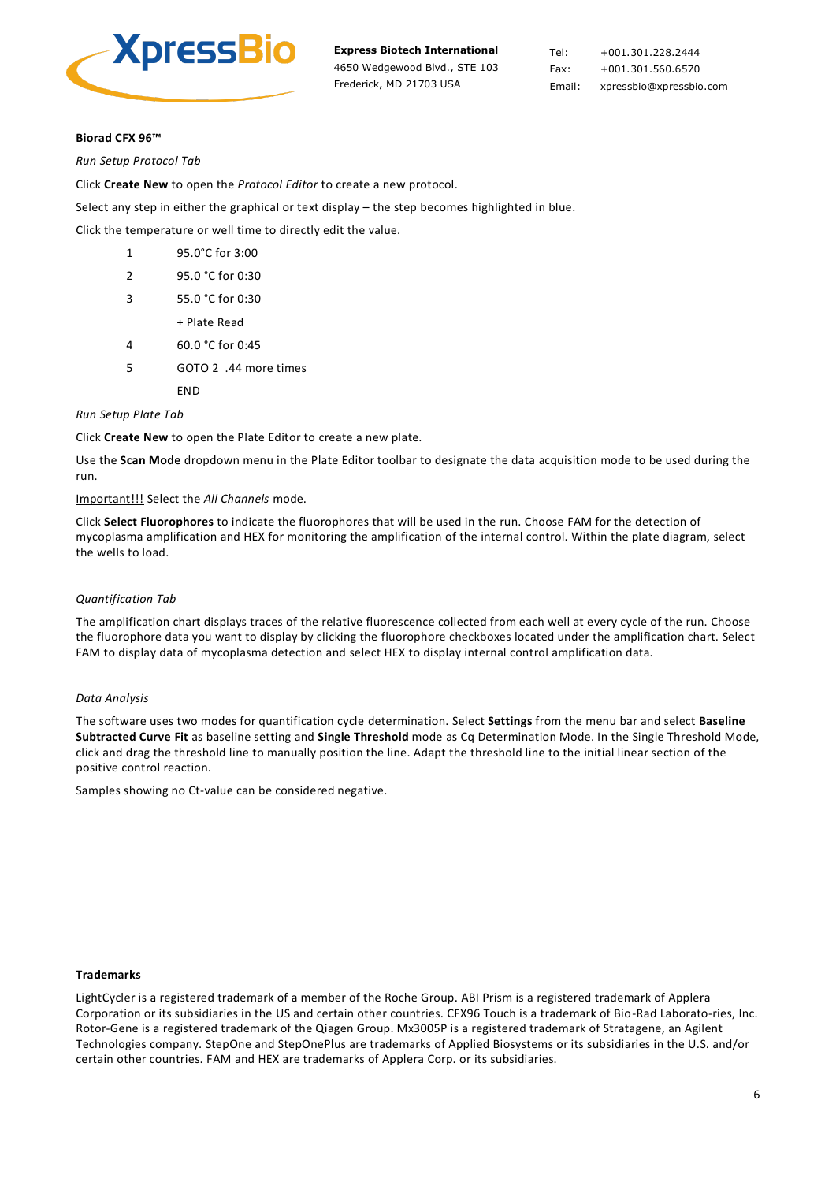**Biorad CFX 96™**

*Run Setup Protocol Tab*

Click **Create New** to open the *Protocol Editor* to create a new protocol.

Select any step in either the graphical or text display – the step becomes highlighted in blue.

Click the temperature or well time to directly edit the value.

| | |
|---|---|
| 1 | 95.0°C for 3:00 |
| 2 | 95.0 °C for 0:30 |
| 3 | 55.0 °C for 0:30 |
| | + Plate Read |
| 4 | 60.0 °C for 0:45 |
| 5 | GOTO 2 .44 more times |
| | END |

*Run Setup Plate Tab*

Click **Create New** to open the Plate Editor to create a new plate.

Use the **Scan Mode** dropdown menu in the Plate Editor toolbar to designate the data acquisition mode to be used during the run.

Important!!! Select the *All Channels* mode.

Click **Select Fluorophores** to indicate the fluorophores that will be used in the run. Choose FAM for the detection of mycoplasma amplification and HEX for monitoring the amplification of the internal control. Within the plate diagram, select the wells to load.

*Quantification Tab*

The amplification chart displays traces of the relative fluorescence collected from each well at every cycle of the run. Choose the fluorophore data you want to display by clicking the fluorophore checkboxes located under the amplification chart. Select FAM to display data of mycoplasma detection and select HEX to display internal control amplification data.

*Data Analysis*

The software uses two modes for quantification cycle determination. Select **Settings** from the menu bar and select **Baseline Subtracted Curve Fit** as baseline setting and **Single Threshold** mode as Cq Determination Mode. In the Single Threshold Mode, click and drag the threshold line to manually position the line. Adapt the threshold line to the initial linear section of the positive control reaction.

Samples showing no Ct-value can be considered negative.

**Trademarks**

LightCycler is a registered trademark of a member of the Roche Group. ABI Prism is a registered trademark of Applera Corporation or its subsidiaries in the US and certain other countries. CFX96 Touch is a trademark of Bio-Rad Laborato-ries, Inc. Rotor-Gene is a registered trademark of the Qiagen Group. Mx3005P is a registered trademark of Stratagene, an Agilent Technologies company. StepOne and StepOnePlus are trademarks of Applied Biosystems or its subsidiaries in the U.S. and/or certain other countries. FAM and HEX are trademarks of Applera Corp. or its subsidiaries.